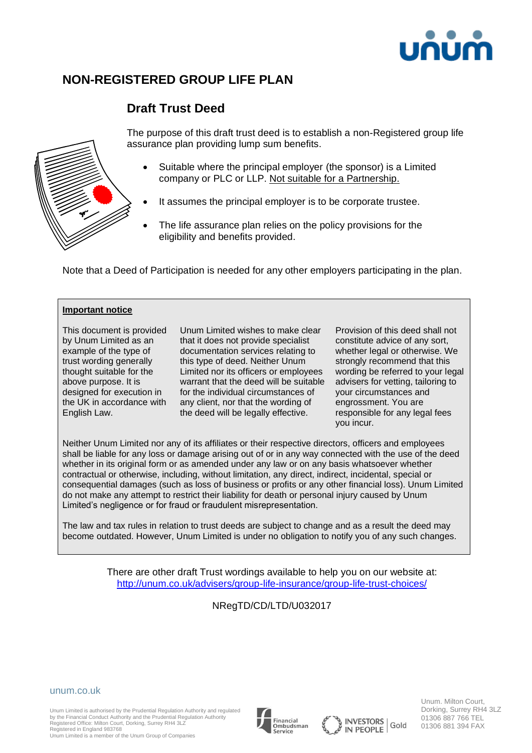# NON-REGISTERED GROUP LIFE PLAN

## Draft Trust Deed

The purpose of this draft trust deed is to establish a non-Registered group life assurance plan providing lump sum benefits.

- Suitable where the principal employer (the sponsor) is a Limited company or PLC or LLP. Not suitable for a Partnership.
- It assumes the principal employer is to be corporate trustee.
- The life assurance plan relies on the policy provisions for the eligibility and benefits provided.

Note that a Deed of Participation is needed for any other employers participating in the plan.

**Important notice**

This document is provided by Unum Limited as an example of the type of trust wording generally thought suitable for the above purpose. It is designed for execution in the UK in accordance with English Law.

Unum Limited wishes to make clear that it does not provide specialist documentation services relating to this type of deed. Neither Unum Limited nor its officers or employees warrant that the deed will be suitable for the individual circumstances of any client, nor that the wording of the deed will be legally effective.

Provision of this deed shall not constitute advice of any sort, whether legal or otherwise. We strongly recommend that this wording be referred to your legal advisers for vetting, tailoring to your circumstances and engrossment. You are responsible for any legal fees you incur.

Neither Unum Limited nor any of its affiliates or their respective directors, officers and employees shall be liable for any loss or damage arising out of or in any way connected with the use of the deed whether in its original form or as amended under any law or on any basis whatsoever whether contractual or otherwise, including, without limitation, any direct, indirect, incidental, special or consequential damages (such as loss of business or profits or any other financial loss). Unum Limited do not make any attempt to restrict their liability for death or personal injury caused by Unum Limited's negligence or for fraud or fraudulent misrepresentation.

The law and tax rules in relation to trust deeds are subject to change and as a result the deed may become outdated. However, Unum Limited is under no obligation to notify you of any such changes.

There are other draft Trust wordings available to help you on our website at:
http://unum.co.uk/advisers/group-life-insurance/group-life-trust-choices/

NRegTD/CD/LTD/U032017

unum.co.uk

Unum Limited is authorised by the Prudential Regulation Authority and regulated by the Financial Conduct Authority and the Prudential Regulation Authority
Registered Office: Milton Court, Dorking, Surrey RH4 3LZ
Registered in England 983768
Unum Limited is a member of the Unum Group of Companies

Unum. Milton Court, Dorking, Surrey RH4 3LZ
01306 887 766 TEL
01306 881 394 FAX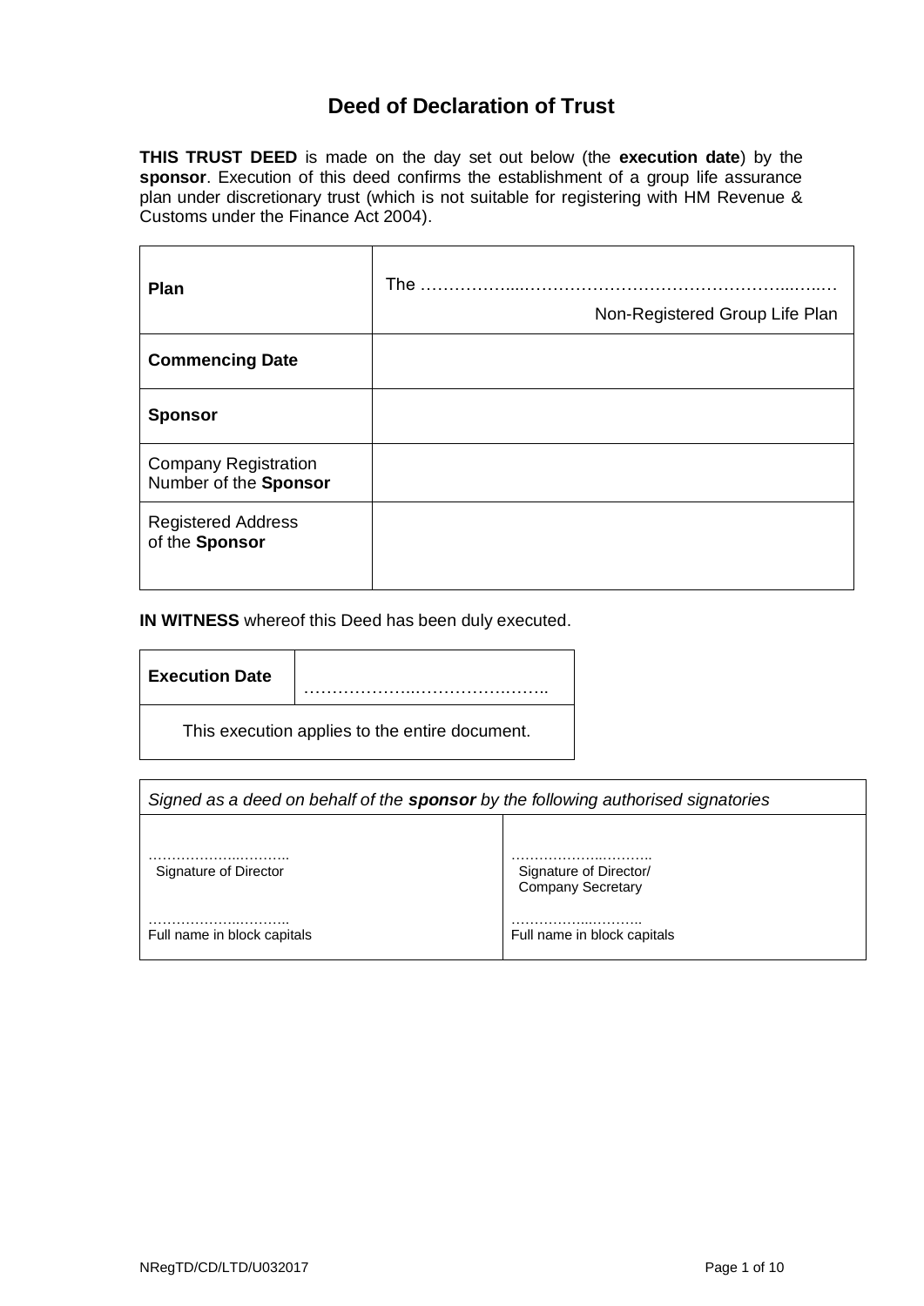# Deed of Declaration of Trust

**THIS TRUST DEED** is made on the day set out below (the **execution date**) by the **sponsor**. Execution of this deed confirms the establishment of a group life assurance plan under discretionary trust (which is not suitable for registering with HM Revenue & Customs under the Finance Act 2004).

| | |
|---|---|
| **Plan** | The ………………...……………………………………...…..… Non-Registered Group Life Plan |
| **Commencing Date** | |
| **Sponsor** | |
| Company Registration Number of the **Sponsor** | |
| Registered Address of the **Sponsor** | |

**IN WITNESS** whereof this Deed has been duly executed.

| | |
|---|---|
| **Execution Date** | ………………..…………….…….. |
| This execution applies to the entire document. | |

| *Signed as a deed on behalf of the **sponsor** by the following authorised signatories* | |
|---|---|
| ……………..……….. Signature of Director | ……………..……….. Signature of Director/ Company Secretary |
| ……………..……….. Full name in block capitals | …………...……….. Full name in block capitals |

NRegTD/CD/LTD/U032017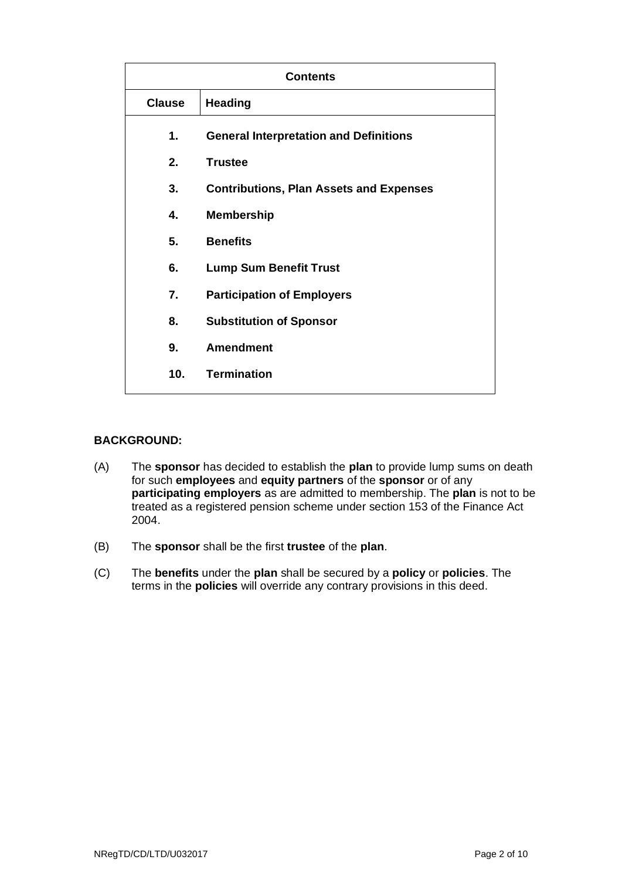| Contents | |
|---|---|
| **Clause** | **Heading** |
| **1.** | **General Interpretation and Definitions** |
| **2.** | **Trustee** |
| **3.** | **Contributions, Plan Assets and Expenses** |
| **4.** | **Membership** |
| **5.** | **Benefits** |
| **6.** | **Lump Sum Benefit Trust** |
| **7.** | **Participation of Employers** |
| **8.** | **Substitution of Sponsor** |
| **9.** | **Amendment** |
| **10.** | **Termination** |

**BACKGROUND:**

(A) The **sponsor** has decided to establish the **plan** to provide lump sums on death for such **employees** and **equity partners** of the **sponsor** or of any **participating employers** as are admitted to membership. The **plan** is not to be treated as a registered pension scheme under section 153 of the Finance Act 2004.

(B) The **sponsor** shall be the first **trustee** of the **plan**.

(C) The **benefits** under the **plan** shall be secured by a **policy** or **policies**. The terms in the **policies** will override any contrary provisions in this deed.

NRegTD/CD/LTD/U032017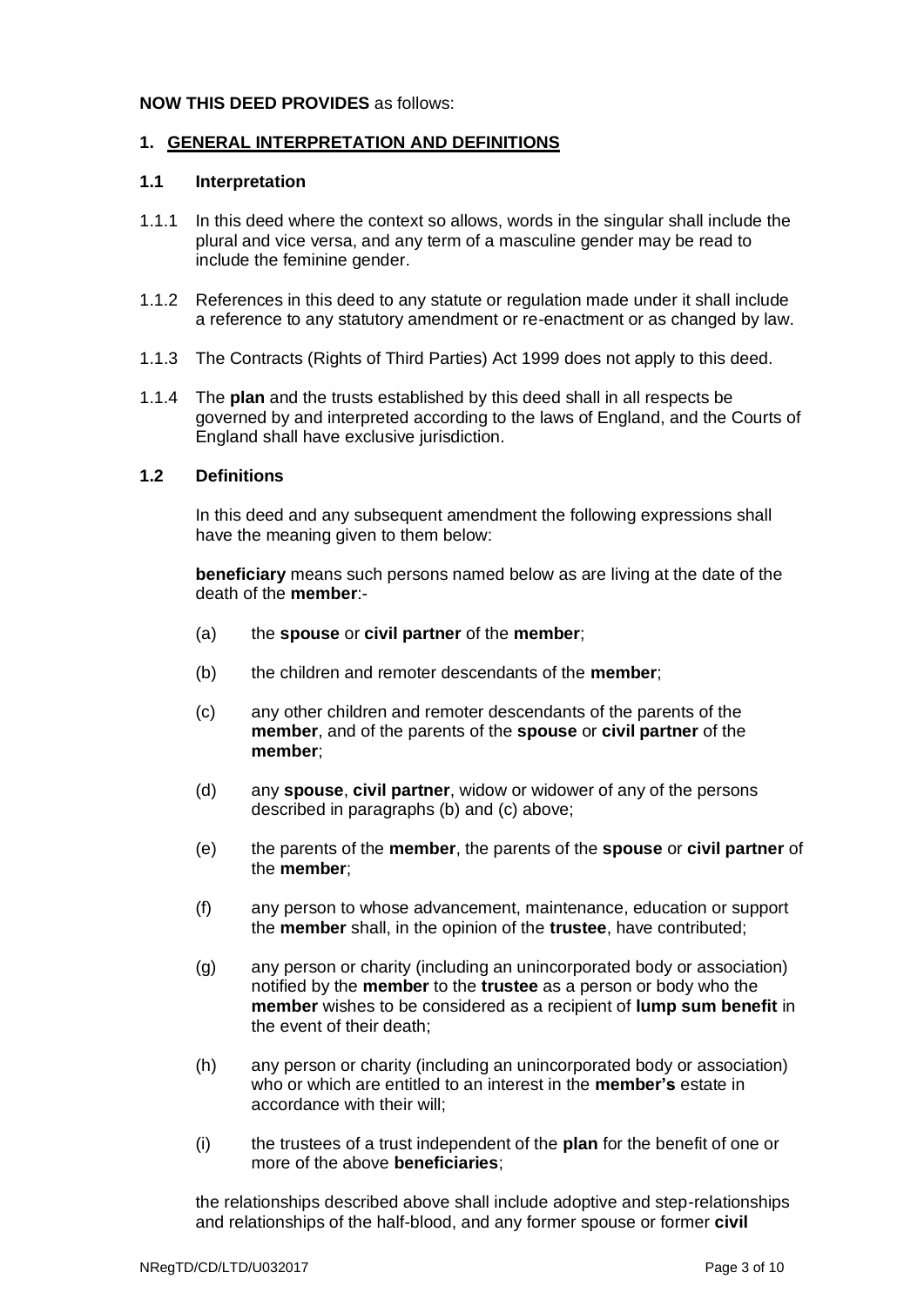**NOW THIS DEED PROVIDES** as follows:

## 1. GENERAL INTERPRETATION AND DEFINITIONS

### 1.1 Interpretation

1.1.1 In this deed where the context so allows, words in the singular shall include the plural and vice versa, and any term of a masculine gender may be read to include the feminine gender.

1.1.2 References in this deed to any statute or regulation made under it shall include a reference to any statutory amendment or re-enactment or as changed by law.

1.1.3 The Contracts (Rights of Third Parties) Act 1999 does not apply to this deed.

1.1.4 The **plan** and the trusts established by this deed shall in all respects be governed by and interpreted according to the laws of England, and the Courts of England shall have exclusive jurisdiction.

### 1.2 Definitions

In this deed and any subsequent amendment the following expressions shall have the meaning given to them below:

**beneficiary** means such persons named below as are living at the date of the death of the **member**:-

(a) the **spouse** or **civil partner** of the **member**;

(b) the children and remoter descendants of the **member**;

(c) any other children and remoter descendants of the parents of the **member**, and of the parents of the **spouse** or **civil partner** of the **member**;

(d) any **spouse**, **civil partner**, widow or widower of any of the persons described in paragraphs (b) and (c) above;

(e) the parents of the **member**, the parents of the **spouse** or **civil partner** of the **member**;

(f) any person to whose advancement, maintenance, education or support the **member** shall, in the opinion of the **trustee**, have contributed;

(g) any person or charity (including an unincorporated body or association) notified by the **member** to the **trustee** as a person or body who the **member** wishes to be considered as a recipient of **lump sum benefit** in the event of their death;

(h) any person or charity (including an unincorporated body or association) who or which are entitled to an interest in the **member's** estate in accordance with their will;

(i) the trustees of a trust independent of the **plan** for the benefit of one or more of the above **beneficiaries**;

the relationships described above shall include adoptive and step-relationships and relationships of the half-blood, and any former spouse or former **civil**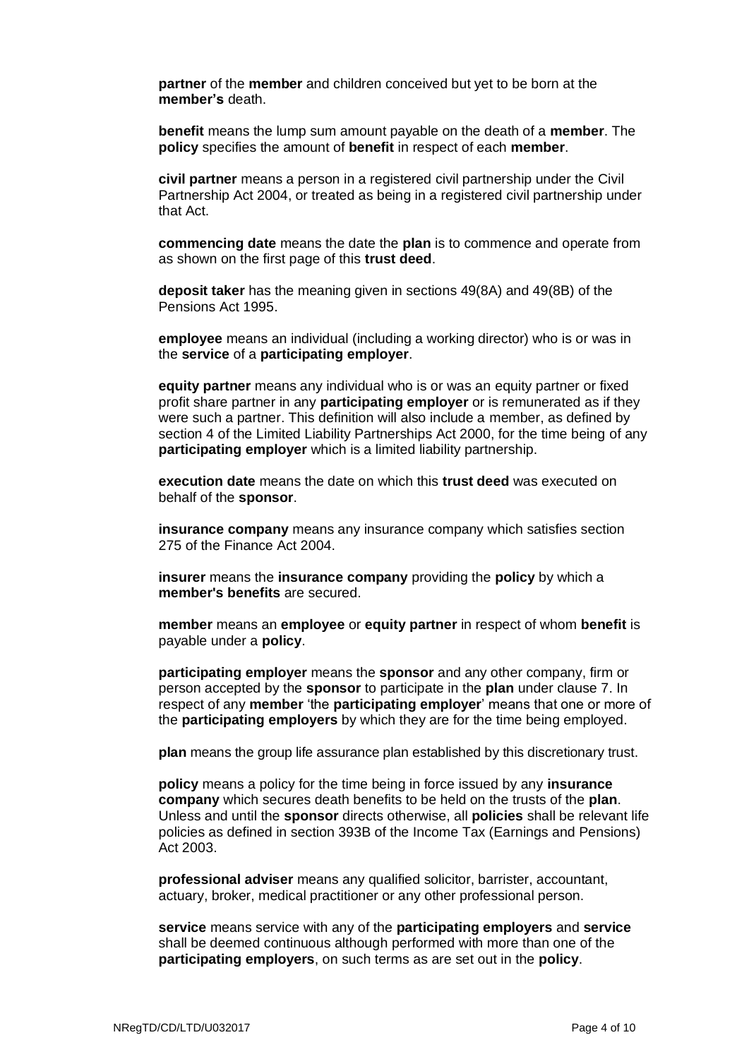**partner** of the **member** and children conceived but yet to be born at the **member's** death.

**benefit** means the lump sum amount payable on the death of a **member**. The **policy** specifies the amount of **benefit** in respect of each **member**.

**civil partner** means a person in a registered civil partnership under the Civil Partnership Act 2004, or treated as being in a registered civil partnership under that Act.

**commencing date** means the date the **plan** is to commence and operate from as shown on the first page of this **trust deed**.

**deposit taker** has the meaning given in sections 49(8A) and 49(8B) of the Pensions Act 1995.

**employee** means an individual (including a working director) who is or was in the **service** of a **participating employer**.

**equity partner** means any individual who is or was an equity partner or fixed profit share partner in any **participating employer** or is remunerated as if they were such a partner. This definition will also include a member, as defined by section 4 of the Limited Liability Partnerships Act 2000, for the time being of any **participating employer** which is a limited liability partnership.

**execution date** means the date on which this **trust deed** was executed on behalf of the **sponsor**.

**insurance company** means any insurance company which satisfies section 275 of the Finance Act 2004.

**insurer** means the **insurance company** providing the **policy** by which a **member's benefits** are secured.

**member** means an **employee** or **equity partner** in respect of whom **benefit** is payable under a **policy**.

**participating employer** means the **sponsor** and any other company, firm or person accepted by the **sponsor** to participate in the **plan** under clause 7. In respect of any **member** 'the **participating employer**' means that one or more of the **participating employers** by which they are for the time being employed.

**plan** means the group life assurance plan established by this discretionary trust.

**policy** means a policy for the time being in force issued by any **insurance company** which secures death benefits to be held on the trusts of the **plan**. Unless and until the **sponsor** directs otherwise, all **policies** shall be relevant life policies as defined in section 393B of the Income Tax (Earnings and Pensions) Act 2003.

**professional adviser** means any qualified solicitor, barrister, accountant, actuary, broker, medical practitioner or any other professional person.

**service** means service with any of the **participating employers** and **service** shall be deemed continuous although performed with more than one of the **participating employers**, on such terms as are set out in the **policy**.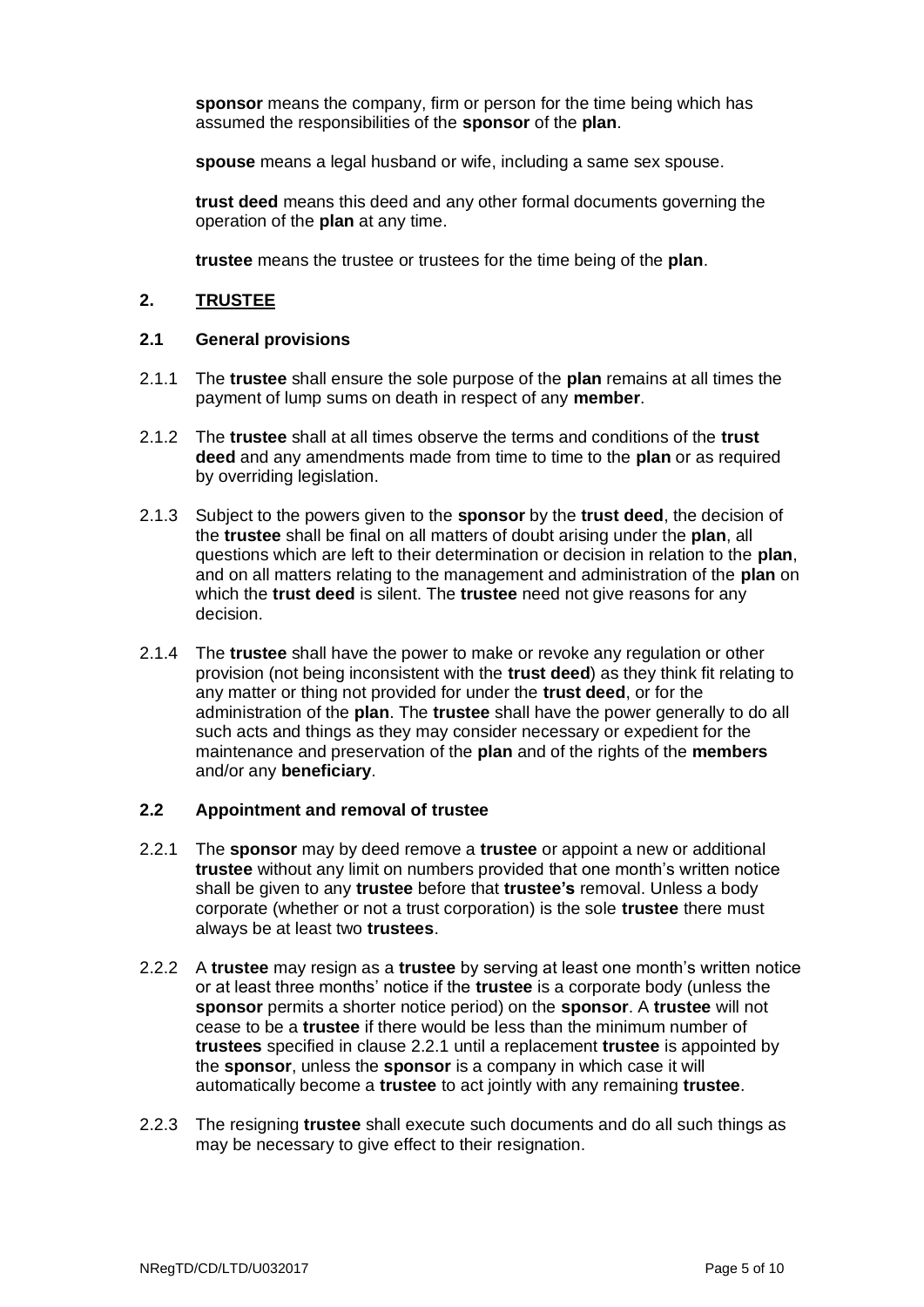**sponsor** means the company, firm or person for the time being which has assumed the responsibilities of the **sponsor** of the **plan**.

**spouse** means a legal husband or wife, including a same sex spouse.

**trust deed** means this deed and any other formal documents governing the operation of the **plan** at any time.

**trustee** means the trustee or trustees for the time being of the **plan**.

## 2. TRUSTEE

### 2.1 General provisions

2.1.1 The **trustee** shall ensure the sole purpose of the **plan** remains at all times the payment of lump sums on death in respect of any **member**.

2.1.2 The **trustee** shall at all times observe the terms and conditions of the **trust deed** and any amendments made from time to time to the **plan** or as required by overriding legislation.

2.1.3 Subject to the powers given to the **sponsor** by the **trust deed**, the decision of the **trustee** shall be final on all matters of doubt arising under the **plan**, all questions which are left to their determination or decision in relation to the **plan**, and on all matters relating to the management and administration of the **plan** on which the **trust deed** is silent. The **trustee** need not give reasons for any decision.

2.1.4 The **trustee** shall have the power to make or revoke any regulation or other provision (not being inconsistent with the **trust deed**) as they think fit relating to any matter or thing not provided for under the **trust deed**, or for the administration of the **plan**. The **trustee** shall have the power generally to do all such acts and things as they may consider necessary or expedient for the maintenance and preservation of the **plan** and of the rights of the **members** and/or any **beneficiary**.

### 2.2 Appointment and removal of trustee

2.2.1 The **sponsor** may by deed remove a **trustee** or appoint a new or additional **trustee** without any limit on numbers provided that one month's written notice shall be given to any **trustee** before that **trustee's** removal. Unless a body corporate (whether or not a trust corporation) is the sole **trustee** there must always be at least two **trustees**.

2.2.2 A **trustee** may resign as a **trustee** by serving at least one month's written notice or at least three months' notice if the **trustee** is a corporate body (unless the **sponsor** permits a shorter notice period) on the **sponsor**. A **trustee** will not cease to be a **trustee** if there would be less than the minimum number of **trustees** specified in clause 2.2.1 until a replacement **trustee** is appointed by the **sponsor**, unless the **sponsor** is a company in which case it will automatically become a **trustee** to act jointly with any remaining **trustee**.

2.2.3 The resigning **trustee** shall execute such documents and do all such things as may be necessary to give effect to their resignation.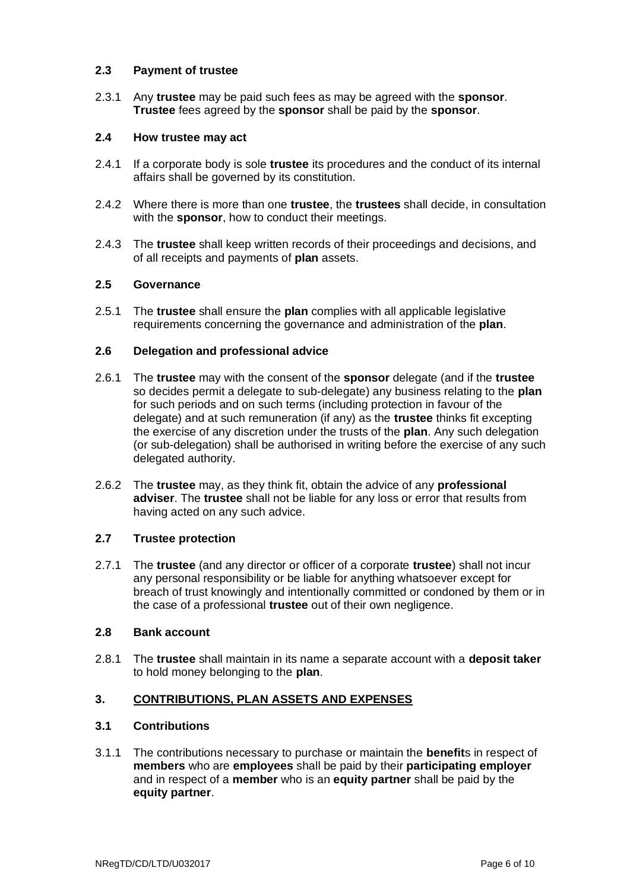### 2.3 Payment of trustee

2.3.1 Any **trustee** may be paid such fees as may be agreed with the **sponsor**. **Trustee** fees agreed by the **sponsor** shall be paid by the **sponsor**.

### 2.4 How trustee may act

2.4.1 If a corporate body is sole **trustee** its procedures and the conduct of its internal affairs shall be governed by its constitution.

2.4.2 Where there is more than one **trustee**, the **trustees** shall decide, in consultation with the **sponsor**, how to conduct their meetings.

2.4.3 The **trustee** shall keep written records of their proceedings and decisions, and of all receipts and payments of **plan** assets.

### 2.5 Governance

2.5.1 The **trustee** shall ensure the **plan** complies with all applicable legislative requirements concerning the governance and administration of the **plan**.

### 2.6 Delegation and professional advice

2.6.1 The **trustee** may with the consent of the **sponsor** delegate (and if the **trustee** so decides permit a delegate to sub-delegate) any business relating to the **plan** for such periods and on such terms (including protection in favour of the delegate) and at such remuneration (if any) as the **trustee** thinks fit excepting the exercise of any discretion under the trusts of the **plan**. Any such delegation (or sub-delegation) shall be authorised in writing before the exercise of any such delegated authority.

2.6.2 The **trustee** may, as they think fit, obtain the advice of any **professional adviser**. The **trustee** shall not be liable for any loss or error that results from having acted on any such advice.

### 2.7 Trustee protection

2.7.1 The **trustee** (and any director or officer of a corporate **trustee**) shall not incur any personal responsibility or be liable for anything whatsoever except for breach of trust knowingly and intentionally committed or condoned by them or in the case of a professional **trustee** out of their own negligence.

### 2.8 Bank account

2.8.1 The **trustee** shall maintain in its name a separate account with a **deposit taker** to hold money belonging to the **plan**.

## 3. CONTRIBUTIONS, PLAN ASSETS AND EXPENSES

### 3.1 Contributions

3.1.1 The contributions necessary to purchase or maintain the **benefit**s in respect of **members** who are **employees** shall be paid by their **participating employer** and in respect of a **member** who is an **equity partner** shall be paid by the **equity partner**.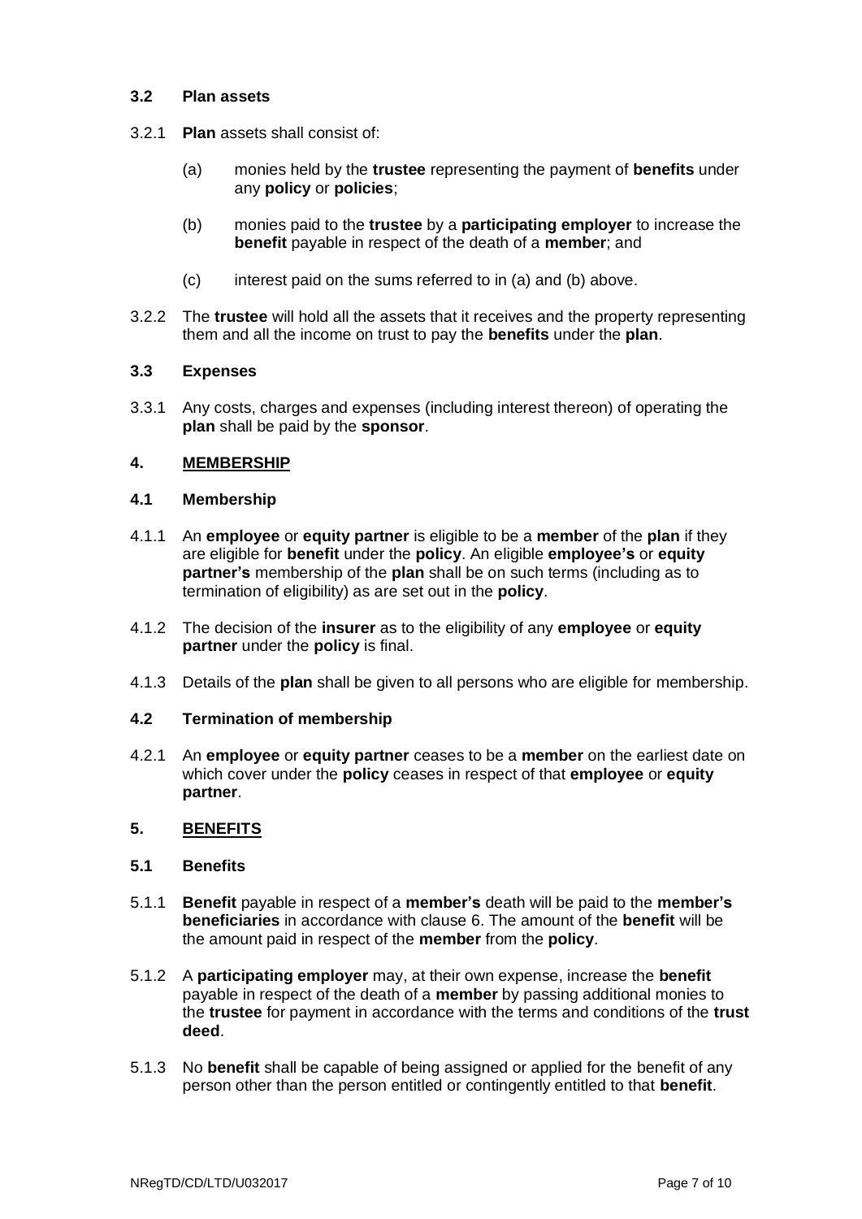### 3.2 Plan assets

3.2.1 **Plan** assets shall consist of:

(a) monies held by the **trustee** representing the payment of **benefits** under any **policy** or **policies**;

(b) monies paid to the **trustee** by a **participating employer** to increase the **benefit** payable in respect of the death of a **member**; and

(c) interest paid on the sums referred to in (a) and (b) above.

3.2.2 The **trustee** will hold all the assets that it receives and the property representing them and all the income on trust to pay the **benefits** under the **plan**.

### 3.3 Expenses

3.3.1 Any costs, charges and expenses (including interest thereon) of operating the **plan** shall be paid by the **sponsor**.

## 4. MEMBERSHIP

### 4.1 Membership

4.1.1 An **employee** or **equity partner** is eligible to be a **member** of the **plan** if they are eligible for **benefit** under the **policy**. An eligible **employee's** or **equity partner's** membership of the **plan** shall be on such terms (including as to termination of eligibility) as are set out in the **policy**.

4.1.2 The decision of the **insurer** as to the eligibility of any **employee** or **equity partner** under the **policy** is final.

4.1.3 Details of the **plan** shall be given to all persons who are eligible for membership.

### 4.2 Termination of membership

4.2.1 An **employee** or **equity partner** ceases to be a **member** on the earliest date on which cover under the **policy** ceases in respect of that **employee** or **equity partner**.

## 5. BENEFITS

### 5.1 Benefits

5.1.1 **Benefit** payable in respect of a **member's** death will be paid to the **member's beneficiaries** in accordance with clause 6. The amount of the **benefit** will be the amount paid in respect of the **member** from the **policy**.

5.1.2 A **participating employer** may, at their own expense, increase the **benefit** payable in respect of the death of a **member** by passing additional monies to the **trustee** for payment in accordance with the terms and conditions of the **trust deed**.

5.1.3 No **benefit** shall be capable of being assigned or applied for the benefit of any person other than the person entitled or contingently entitled to that **benefit**.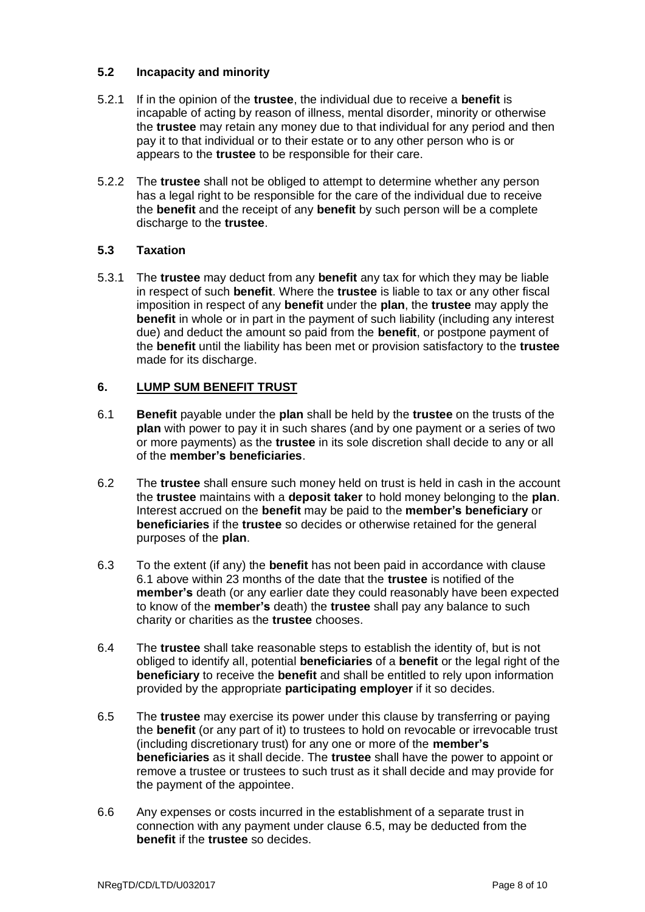### 5.2 Incapacity and minority

5.2.1 If in the opinion of the **trustee**, the individual due to receive a **benefit** is incapable of acting by reason of illness, mental disorder, minority or otherwise the **trustee** may retain any money due to that individual for any period and then pay it to that individual or to their estate or to any other person who is or appears to the **trustee** to be responsible for their care.

5.2.2 The **trustee** shall not be obliged to attempt to determine whether any person has a legal right to be responsible for the care of the individual due to receive the **benefit** and the receipt of any **benefit** by such person will be a complete discharge to the **trustee**.

### 5.3 Taxation

5.3.1 The **trustee** may deduct from any **benefit** any tax for which they may be liable in respect of such **benefit**. Where the **trustee** is liable to tax or any other fiscal imposition in respect of any **benefit** under the **plan**, the **trustee** may apply the **benefit** in whole or in part in the payment of such liability (including any interest due) and deduct the amount so paid from the **benefit**, or postpone payment of the **benefit** until the liability has been met or provision satisfactory to the **trustee** made for its discharge.

## 6. LUMP SUM BENEFIT TRUST

6.1 **Benefit** payable under the **plan** shall be held by the **trustee** on the trusts of the **plan** with power to pay it in such shares (and by one payment or a series of two or more payments) as the **trustee** in its sole discretion shall decide to any or all of the **member's beneficiaries**.

6.2 The **trustee** shall ensure such money held on trust is held in cash in the account the **trustee** maintains with a **deposit taker** to hold money belonging to the **plan**. Interest accrued on the **benefit** may be paid to the **member's beneficiary** or **beneficiaries** if the **trustee** so decides or otherwise retained for the general purposes of the **plan**.

6.3 To the extent (if any) the **benefit** has not been paid in accordance with clause 6.1 above within 23 months of the date that the **trustee** is notified of the **member's** death (or any earlier date they could reasonably have been expected to know of the **member's** death) the **trustee** shall pay any balance to such charity or charities as the **trustee** chooses.

6.4 The **trustee** shall take reasonable steps to establish the identity of, but is not obliged to identify all, potential **beneficiaries** of a **benefit** or the legal right of the **beneficiary** to receive the **benefit** and shall be entitled to rely upon information provided by the appropriate **participating employer** if it so decides.

6.5 The **trustee** may exercise its power under this clause by transferring or paying the **benefit** (or any part of it) to trustees to hold on revocable or irrevocable trust (including discretionary trust) for any one or more of the **member's beneficiaries** as it shall decide. The **trustee** shall have the power to appoint or remove a trustee or trustees to such trust as it shall decide and may provide for the payment of the appointee.

6.6 Any expenses or costs incurred in the establishment of a separate trust in connection with any payment under clause 6.5, may be deducted from the **benefit** if the **trustee** so decides.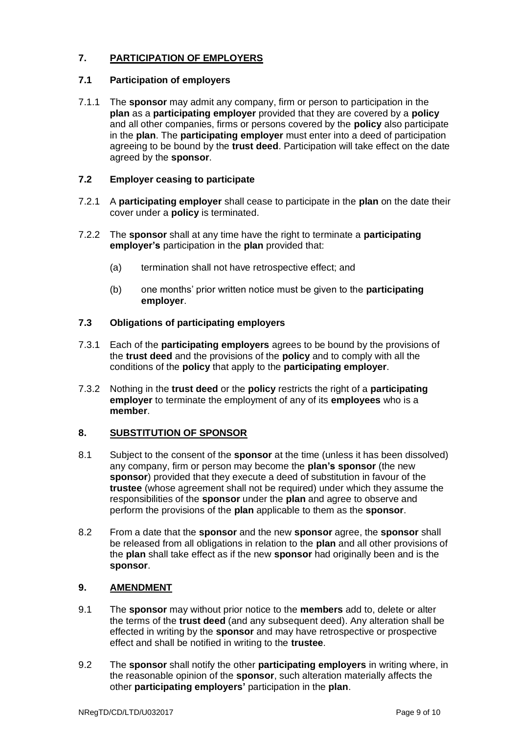## 7. PARTICIPATION OF EMPLOYERS

### 7.1 Participation of employers

7.1.1 The **sponsor** may admit any company, firm or person to participation in the **plan** as a **participating employer** provided that they are covered by a **policy** and all other companies, firms or persons covered by the **policy** also participate in the **plan**. The **participating employer** must enter into a deed of participation agreeing to be bound by the **trust deed**. Participation will take effect on the date agreed by the **sponsor**.

### 7.2 Employer ceasing to participate

7.2.1 A **participating employer** shall cease to participate in the **plan** on the date their cover under a **policy** is terminated.

7.2.2 The **sponsor** shall at any time have the right to terminate a **participating employer's** participation in the **plan** provided that:

(a) termination shall not have retrospective effect; and

(b) one months' prior written notice must be given to the **participating employer**.

### 7.3 Obligations of participating employers

7.3.1 Each of the **participating employers** agrees to be bound by the provisions of the **trust deed** and the provisions of the **policy** and to comply with all the conditions of the **policy** that apply to the **participating employer**.

7.3.2 Nothing in the **trust deed** or the **policy** restricts the right of a **participating employer** to terminate the employment of any of its **employees** who is a **member**.

## 8. SUBSTITUTION OF SPONSOR

8.1 Subject to the consent of the **sponsor** at the time (unless it has been dissolved) any company, firm or person may become the **plan's sponsor** (the new **sponsor**) provided that they execute a deed of substitution in favour of the **trustee** (whose agreement shall not be required) under which they assume the responsibilities of the **sponsor** under the **plan** and agree to observe and perform the provisions of the **plan** applicable to them as the **sponsor**.

8.2 From a date that the **sponsor** and the new **sponsor** agree, the **sponsor** shall be released from all obligations in relation to the **plan** and all other provisions of the **plan** shall take effect as if the new **sponsor** had originally been and is the **sponsor**.

## 9. AMENDMENT

9.1 The **sponsor** may without prior notice to the **members** add to, delete or alter the terms of the **trust deed** (and any subsequent deed). Any alteration shall be effected in writing by the **sponsor** and may have retrospective or prospective effect and shall be notified in writing to the **trustee**.

9.2 The **sponsor** shall notify the other **participating employers** in writing where, in the reasonable opinion of the **sponsor**, such alteration materially affects the other **participating employers'** participation in the **plan**.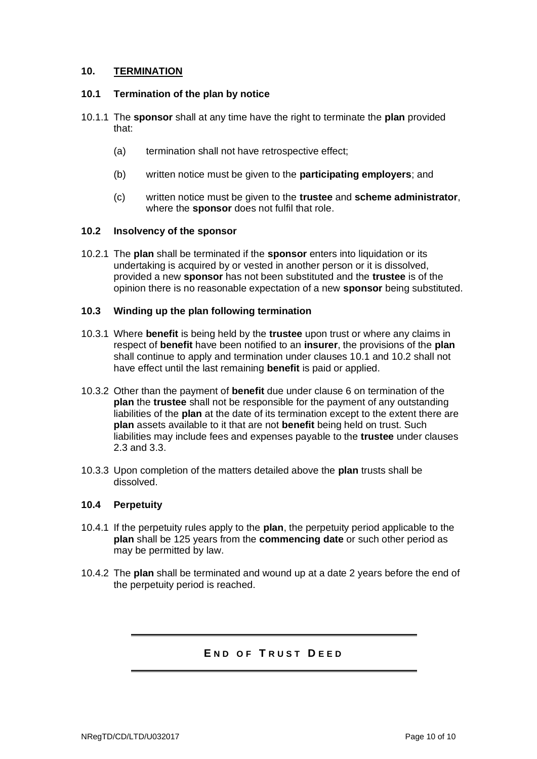## 10. TERMINATION

### 10.1 Termination of the plan by notice

10.1.1 The **sponsor** shall at any time have the right to terminate the **plan** provided that:

(a) termination shall not have retrospective effect;

(b) written notice must be given to the **participating employers**; and

(c) written notice must be given to the **trustee** and **scheme administrator**, where the **sponsor** does not fulfil that role.

### 10.2 Insolvency of the sponsor

10.2.1 The **plan** shall be terminated if the **sponsor** enters into liquidation or its undertaking is acquired by or vested in another person or it is dissolved, provided a new **sponsor** has not been substituted and the **trustee** is of the opinion there is no reasonable expectation of a new **sponsor** being substituted.

### 10.3 Winding up the plan following termination

10.3.1 Where **benefit** is being held by the **trustee** upon trust or where any claims in respect of **benefit** have been notified to an **insurer**, the provisions of the **plan** shall continue to apply and termination under clauses 10.1 and 10.2 shall not have effect until the last remaining **benefit** is paid or applied.

10.3.2 Other than the payment of **benefit** due under clause 6 on termination of the **plan** the **trustee** shall not be responsible for the payment of any outstanding liabilities of the **plan** at the date of its termination except to the extent there are **plan** assets available to it that are not **benefit** being held on trust. Such liabilities may include fees and expenses payable to the **trustee** under clauses 2.3 and 3.3.

10.3.3 Upon completion of the matters detailed above the **plan** trusts shall be dissolved.

### 10.4 Perpetuity

10.4.1 If the perpetuity rules apply to the **plan**, the perpetuity period applicable to the **plan** shall be 125 years from the **commencing date** or such other period as may be permitted by law.

10.4.2 The **plan** shall be terminated and wound up at a date 2 years before the end of the perpetuity period is reached.

---

**END OF TRUST DEED**

---